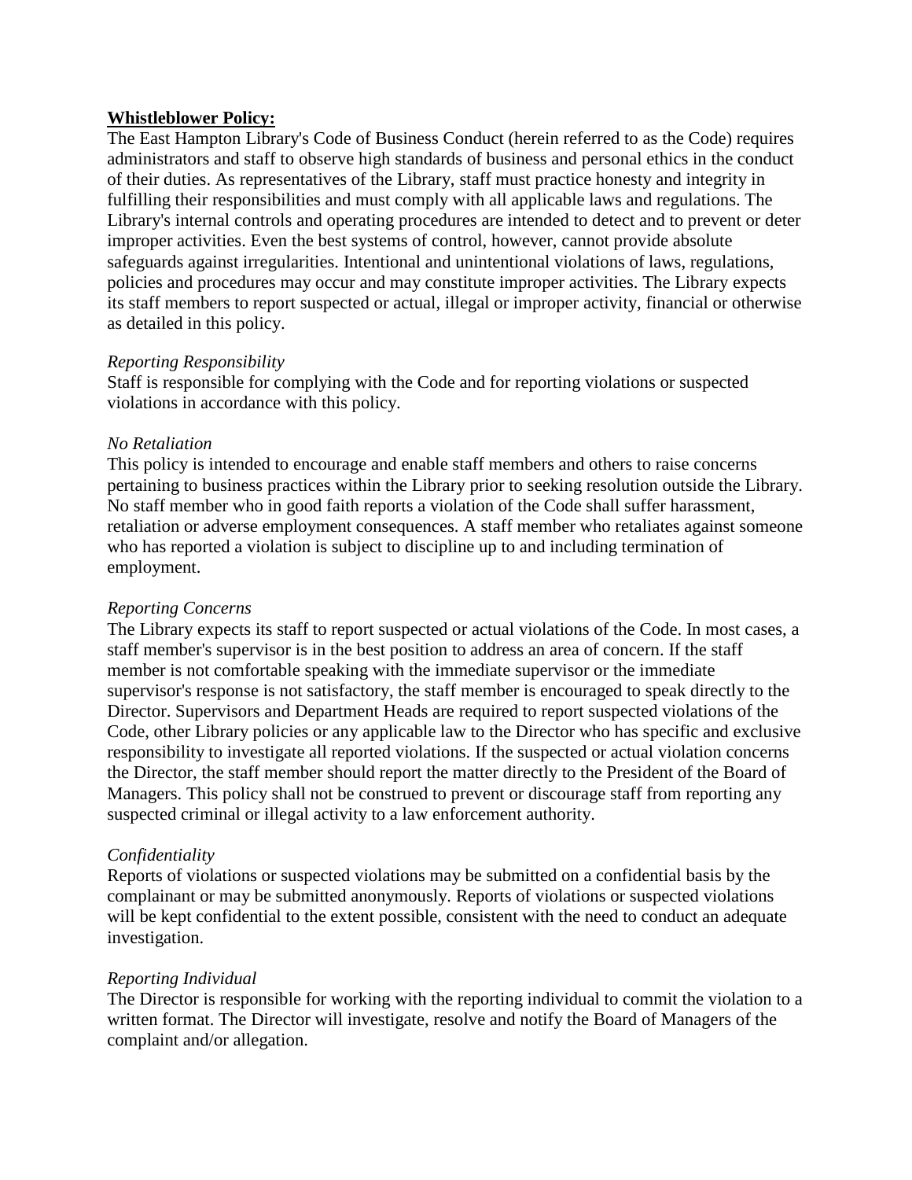**Whistleblower Policy:**

The East Hampton Library's Code of Business Conduct (herein referred to as the Code) requires administrators and staff to observe high standards of business and personal ethics in the conduct of their duties. As representatives of the Library, staff must practice honesty and integrity in fulfilling their responsibilities and must comply with all applicable laws and regulations. The Library's internal controls and operating procedures are intended to detect and to prevent or deter improper activities. Even the best systems of control, however, cannot provide absolute safeguards against irregularities. Intentional and unintentional violations of laws, regulations, policies and procedures may occur and may constitute improper activities. The Library expects its staff members to report suspected or actual, illegal or improper activity, financial or otherwise as detailed in this policy.

*Reporting Responsibility*

Staff is responsible for complying with the Code and for reporting violations or suspected violations in accordance with this policy.

*No Retaliation*

This policy is intended to encourage and enable staff members and others to raise concerns pertaining to business practices within the Library prior to seeking resolution outside the Library. No staff member who in good faith reports a violation of the Code shall suffer harassment, retaliation or adverse employment consequences. A staff member who retaliates against someone who has reported a violation is subject to discipline up to and including termination of employment.

*Reporting Concerns*

The Library expects its staff to report suspected or actual violations of the Code. In most cases, a staff member's supervisor is in the best position to address an area of concern. If the staff member is not comfortable speaking with the immediate supervisor or the immediate supervisor's response is not satisfactory, the staff member is encouraged to speak directly to the Director. Supervisors and Department Heads are required to report suspected violations of the Code, other Library policies or any applicable law to the Director who has specific and exclusive responsibility to investigate all reported violations. If the suspected or actual violation concerns the Director, the staff member should report the matter directly to the President of the Board of Managers. This policy shall not be construed to prevent or discourage staff from reporting any suspected criminal or illegal activity to a law enforcement authority.

*Confidentiality*

Reports of violations or suspected violations may be submitted on a confidential basis by the complainant or may be submitted anonymously. Reports of violations or suspected violations will be kept confidential to the extent possible, consistent with the need to conduct an adequate investigation.

*Reporting Individual*

The Director is responsible for working with the reporting individual to commit the violation to a written format. The Director will investigate, resolve and notify the Board of Managers of the complaint and/or allegation.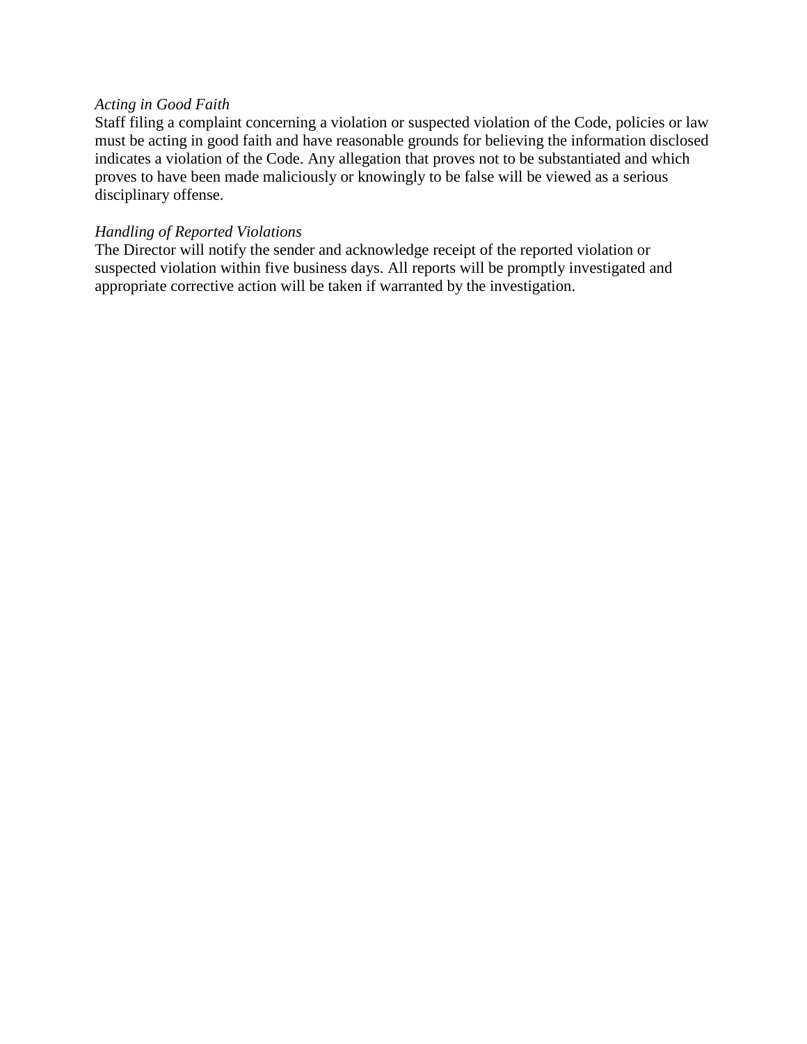*Acting in Good Faith*
Staff filing a complaint concerning a violation or suspected violation of the Code, policies or law must be acting in good faith and have reasonable grounds for believing the information disclosed indicates a violation of the Code. Any allegation that proves not to be substantiated and which proves to have been made maliciously or knowingly to be false will be viewed as a serious disciplinary offense.

*Handling of Reported Violations*
The Director will notify the sender and acknowledge receipt of the reported violation or suspected violation within five business days. All reports will be promptly investigated and appropriate corrective action will be taken if warranted by the investigation.